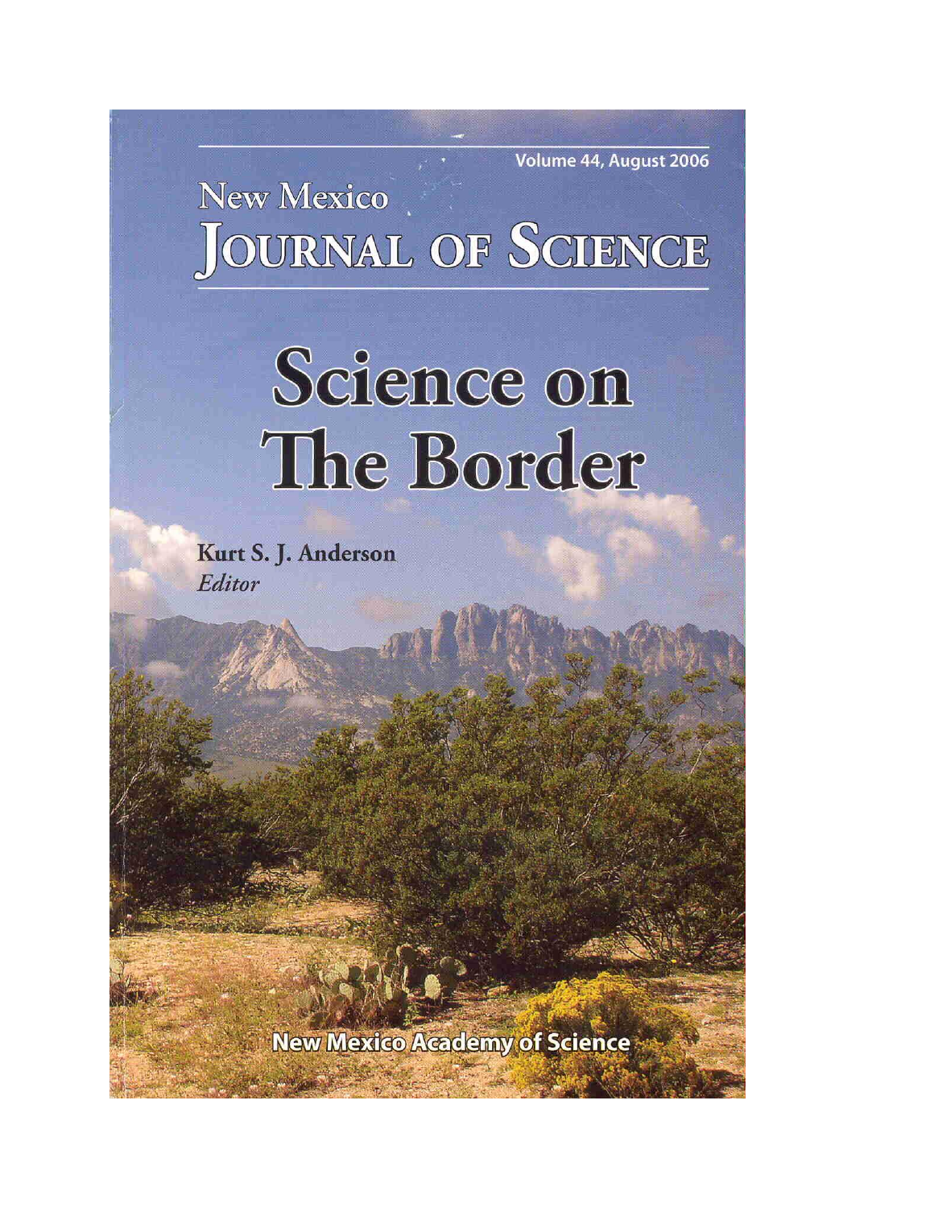Volume 44, August 2006

# New Mexico Journal of Science

# Science on The Border

**Kurt S. J. Anderson**
*Editor*

New Mexico Academy of Science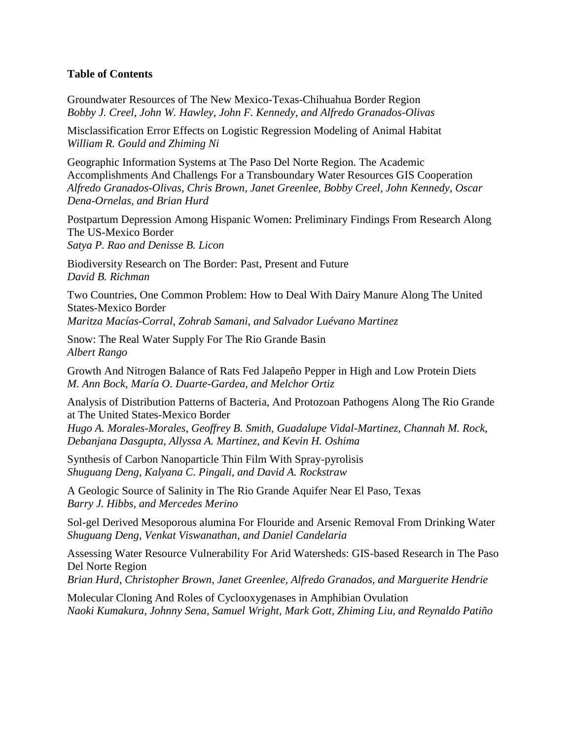**Table of Contents**

Groundwater Resources of The New Mexico-Texas-Chihuahua Border Region
*Bobby J. Creel, John W. Hawley, John F. Kennedy, and Alfredo Granados-Olivas*

Misclassification Error Effects on Logistic Regression Modeling of Animal Habitat
*William R. Gould and Zhiming Ni*

Geographic Information Systems at The Paso Del Norte Region. The Academic Accomplishments And Challengs For a Transboundary Water Resources GIS Cooperation
*Alfredo Granados-Olivas, Chris Brown, Janet Greenlee, Bobby Creel, John Kennedy, Oscar Dena-Ornelas, and Brian Hurd*

Postpartum Depression Among Hispanic Women: Preliminary Findings From Research Along The US-Mexico Border
*Satya P. Rao and Denisse B. Licon*

Biodiversity Research on The Border: Past, Present and Future
*David B. Richman*

Two Countries, One Common Problem: How to Deal With Dairy Manure Along The United States-Mexico Border
*Maritza Macías-Corral, Zohrab Samani, and Salvador Luévano Martinez*

Snow: The Real Water Supply For The Rio Grande Basin
*Albert Rango*

Growth And Nitrogen Balance of Rats Fed Jalapeño Pepper in High and Low Protein Diets
*M. Ann Bock, María O. Duarte-Gardea, and Melchor Ortiz*

Analysis of Distribution Patterns of Bacteria, And Protozoan Pathogens Along The Rio Grande at The United States-Mexico Border
*Hugo A. Morales-Morales, Geoffrey B. Smith, Guadalupe Vidal-Martinez, Channah M. Rock, Debanjana Dasgupta, Allyssa A. Martinez, and Kevin H. Oshima*

Synthesis of Carbon Nanoparticle Thin Film With Spray-pyrolisis
*Shuguang Deng, Kalyana C. Pingali, and David A. Rockstraw*

A Geologic Source of Salinity in The Rio Grande Aquifer Near El Paso, Texas
*Barry J. Hibbs, and Mercedes Merino*

Sol-gel Derived Mesoporous alumina For Flouride and Arsenic Removal From Drinking Water
*Shuguang Deng, Venkat Viswanathan, and Daniel Candelaria*

Assessing Water Resource Vulnerability For Arid Watersheds: GIS-based Research in The Paso Del Norte Region
*Brian Hurd, Christopher Brown, Janet Greenlee, Alfredo Granados, and Marguerite Hendrie*

Molecular Cloning And Roles of Cyclooxygenases in Amphibian Ovulation
*Naoki Kumakura, Johnny Sena, Samuel Wright, Mark Gott, Zhiming Liu, and Reynaldo Patiño*